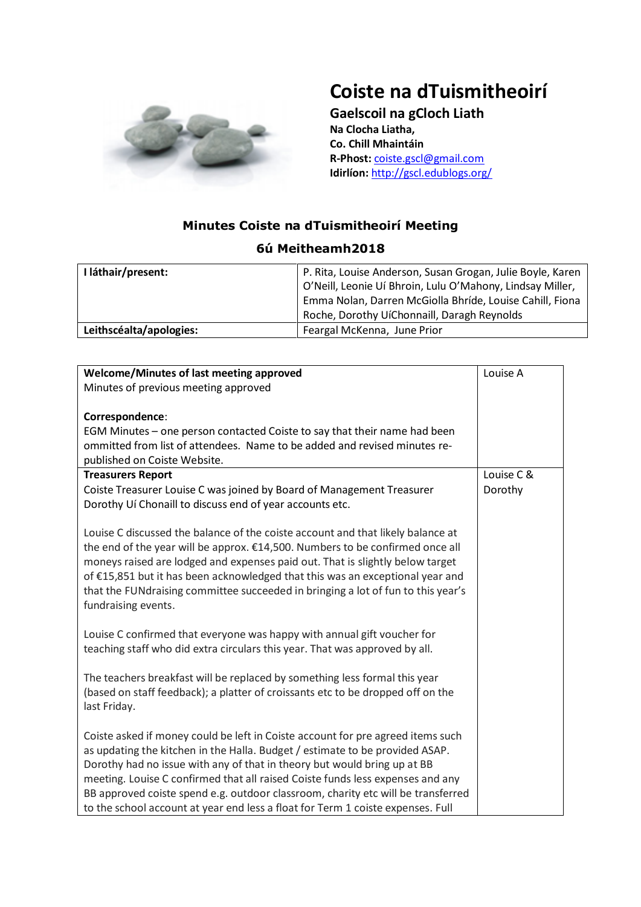# Coiste na dTuismitheoirí

## Gaelscoil na gCloch Liath

**Na Clocha Liatha,**
**Co. Chill Mhantáin**
**R-Phost:** coiste.gscl@gmail.com
**Idirlíon:** http://gscl.edublogs.org/

### Minutes Coiste na dTuismitheoirí Meeting

### 6ú Meitheamh2018

| **I láthair/present:** | P. Rita, Louise Anderson, Susan Grogan, Julie Boyle, Karen O'Neill, Leonie Uí Bhroin, Lulu O'Mahony, Lindsay Miller, Emma Nolan, Darren McGiolla Bhríde, Louise Cahill, Fiona Roche, Dorothy UíChonnaill, Daragh Reynolds |
|---|---|
| **Leithscéalta/apologies:** | Feargal McKenna, June Prior |

| | |
|---|---|
| **Welcome/Minutes of last meeting approved**<br>Minutes of previous meeting approved<br><br>**Correspondence**:<br>EGM Minutes – one person contacted Coiste to say that their name had been ommitted from list of attendees. Name to be added and revised minutes re-published on Coiste Website. | Louise A |
| **Treasurers Report**<br>Coiste Treasurer Louise C was joined by Board of Management Treasurer Dorothy Uí Chonaill to discuss end of year accounts etc.<br><br>Louise C discussed the balance of the coiste account and that likely balance at the end of the year will be approx. €14,500. Numbers to be confirmed once all moneys raised are lodged and expenses paid out. That is slightly below target of €15,851 but it has been acknowledged that this was an exceptional year and that the FUNdraising committee succeeded in bringing a lot of fun to this year's fundraising events.<br><br>Louise C confirmed that everyone was happy with annual gift voucher for teaching staff who did extra circulars this year. That was approved by all.<br><br>The teachers breakfast will be replaced by something less formal this year (based on staff feedback); a platter of croissants etc to be dropped off on the last Friday.<br><br>Coiste asked if money could be left in Coiste account for pre agreed items such as updating the kitchen in the Halla. Budget / estimate to be provided ASAP. Dorothy had no issue with any of that in theory but would bring up at BB meeting. Louise C confirmed that all raised Coiste funds less expenses and any BB approved coiste spend e.g. outdoor classroom, charity etc will be transferred to the school account at year end less a float for Term 1 coiste expenses. Full | Louise C & Dorothy |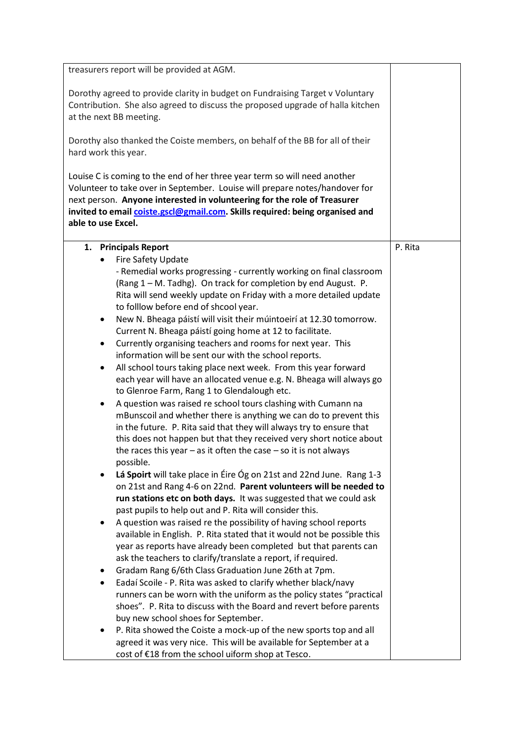| | |
|---|---|
| treasurers report will be provided at AGM.<br><br>Dorothy agreed to provide clarity in budget on Fundraising Target v Voluntary Contribution. She also agreed to discuss the proposed upgrade of halla kitchen at the next BB meeting.<br><br>Dorothy also thanked the Coiste members, on behalf of the BB for all of their hard work this year.<br><br>Louise C is coming to the end of her three year term so will need another Volunteer to take over in September. Louise will prepare notes/handover for next person. **Anyone interested in volunteering for the role of Treasurer invited to email coiste.gscl@gmail.com. Skills required: being organised and able to use Excel.** | |
| **1. Principals Report**<br>• Fire Safety Update<br>- Remedial works progressing - currently working on final classroom (Rang 1 – M. Tadhg). On track for completion by end August. P. Rita will send weekly update on Friday with a more detailed update to folllow before end of shcool year.<br>• New N. Bheaga páistí will visit their múintoeirí at 12.30 tomorrow. Current N. Bheaga páistí going home at 12 to facilitate.<br>• Currently organising teachers and rooms for next year. This information will be sent our with the school reports.<br>• All school tours taking place next week. From this year forward each year will have an allocated venue e.g. N. Bheaga will always go to Glenroe Farm, Rang 1 to Glendalough etc.<br>• A question was raised re school tours clashing with Cumann na mBunscoil and whether there is anything we can do to prevent this in the future. P. Rita said that they will always try to ensure that this does not happen but that they received very short notice about the races this year – as it often the case – so it is not always possible.<br>• **Lá Spoirt** will take place in Éire Óg on 21st and 22nd June. Rang 1-3 on 21st and Rang 4-6 on 22nd. **Parent volunteers will be needed to run stations etc on both days.** It was suggested that we could ask past pupils to help out and P. Rita will consider this.<br>• A question was raised re the possibility of having school reports available in English. P. Rita stated that it would not be possible this year as reports have already been completed but that parents can ask the teachers to clarify/translate a report, if required.<br>• Gradam Rang 6/6th Class Graduation June 26th at 7pm.<br>• Eadaí Scoile - P. Rita was asked to clarify whether black/navy runners can be worn with the uniform as the policy states "practical shoes". P. Rita to discuss with the Board and revert before parents buy new school shoes for September.<br>• P. Rita showed the Coiste a mock-up of the new sports top and all agreed it was very nice. This will be available for September at a cost of €18 from the school uiform shop at Tesco. | P. Rita |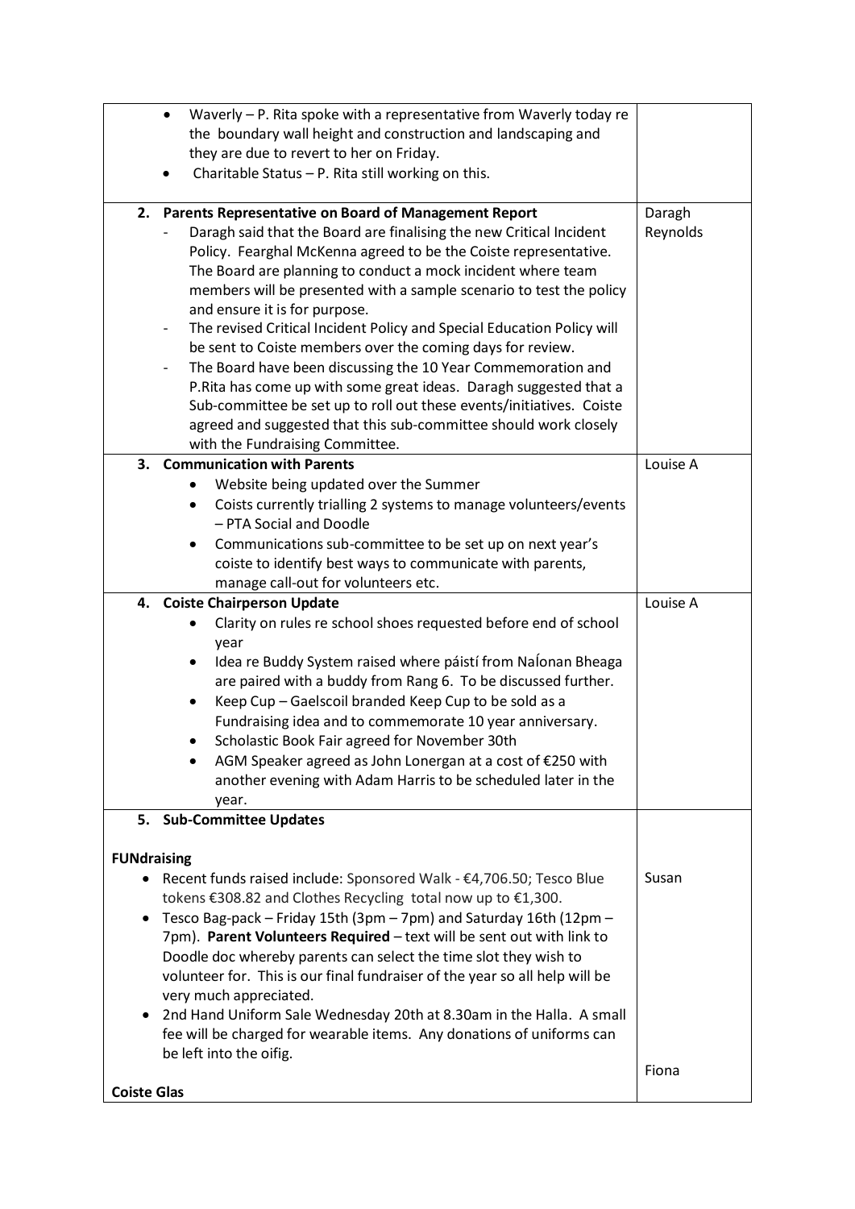| | |
|---|---|
| • Waverly – P. Rita spoke with a representative from Waverly today re the boundary wall height and construction and landscaping and they are due to revert to her on Friday.<br>• Charitable Status – P. Rita still working on this. | |
| **2. Parents Representative on Board of Management Report**<br>- Daragh said that the Board are finalising the new Critical Incident Policy. Fearghal McKenna agreed to be the Coiste representative. The Board are planning to conduct a mock incident where team members will be presented with a sample scenario to test the policy and ensure it is for purpose.<br>- The revised Critical Incident Policy and Special Education Policy will be sent to Coiste members over the coming days for review.<br>- The Board have been discussing the 10 Year Commemoration and P.Rita has come up with some great ideas. Daragh suggested that a Sub-committee be set up to roll out these events/initiatives. Coiste agreed and suggested that this sub-committee should work closely with the Fundraising Committee. | Daragh Reynolds |
| **3. Communication with Parents**<br>• Website being updated over the Summer<br>• Coists currently trialling 2 systems to manage volunteers/events – PTA Social and Doodle<br>• Communications sub-committee to be set up on next year's coiste to identify best ways to communicate with parents, manage call-out for volunteers etc. | Louise A |
| **4. Coiste Chairperson Update**<br>• Clarity on rules re school shoes requested before end of school year<br>• Idea re Buddy System raised where páistí from NaÍonan Bheaga are paired with a buddy from Rang 6. To be discussed further.<br>• Keep Cup – Gaelscoil branded Keep Cup to be sold as a Fundraising idea and to commemorate 10 year anniversary.<br>• Scholastic Book Fair agreed for November 30th<br>• AGM Speaker agreed as John Lonergan at a cost of €250 with another evening with Adam Harris to be scheduled later in the year. | Louise A |
| **5. Sub-Committee Updates**<br><br>**FUNdraising**<br>• Recent funds raised include: Sponsored Walk - €4,706.50; Tesco Blue tokens €308.82 and Clothes Recycling total now up to €1,300.<br>• Tesco Bag-pack – Friday 15th (3pm – 7pm) and Saturday 16th (12pm – 7pm). **Parent Volunteers Required** – text will be sent out with link to Doodle doc whereby parents can select the time slot they wish to volunteer for. This is our final fundraiser of the year so all help will be very much appreciated.<br>• 2nd Hand Uniform Sale Wednesday 20th at 8.30am in the Halla. A small fee will be charged for wearable items. Any donations of uniforms can be left into the oifig.<br><br>**Coiste Glas** | Susan<br><br>Fiona |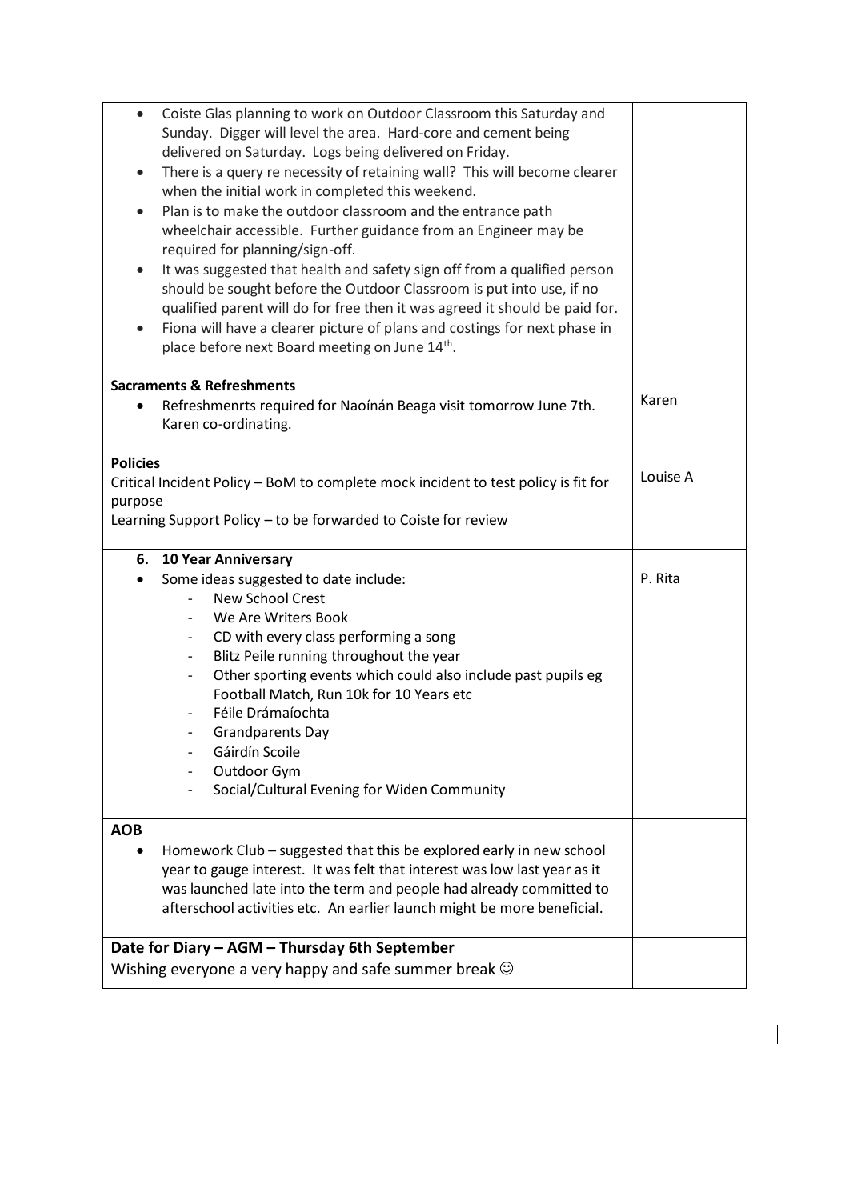| | |
|---|---|
| • Coiste Glas planning to work on Outdoor Classroom this Saturday and Sunday. Digger will level the area. Hard-core and cement being delivered on Saturday. Logs being delivered on Friday.<br>• There is a query re necessity of retaining wall? This will become clearer when the initial work in completed this weekend.<br>• Plan is to make the outdoor classroom and the entrance path wheelchair accessible. Further guidance from an Engineer may be required for planning/sign-off.<br>• It was suggested that health and safety sign off from a qualified person should be sought before the Outdoor Classroom is put into use, if no qualified parent will do for free then it was agreed it should be paid for.<br>• Fiona will have a clearer picture of plans and costings for next phase in place before next Board meeting on June 14th.<br><br>**Sacraments & Refreshments**<br>• Refreshmenrts required for Naoínán Beaga visit tomorrow June 7th. Karen co-ordinating.<br><br>**Policies**<br>Critical Incident Policy – BoM to complete mock incident to test policy is fit for purpose<br>Learning Support Policy – to be forwarded to Coiste for review | <br><br><br><br><br><br><br><br><br><br><br><br>Karen<br><br><br>Louise A |
| **6. 10 Year Anniversary**<br>• Some ideas suggested to date include:<br>- New School Crest<br>- We Are Writers Book<br>- CD with every class performing a song<br>- Blitz Peile running throughout the year<br>- Other sporting events which could also include past pupils eg Football Match, Run 10k for 10 Years etc<br>- Féile Drámaíochta<br>- Grandparents Day<br>- Gáirdín Scoile<br>- Outdoor Gym<br>- Social/Cultural Evening for Widen Community | <br>P. Rita |
| **AOB**<br>• Homework Club – suggested that this be explored early in new school year to gauge interest. It was felt that interest was low last year as it was launched late into the term and people had already committed to afterschool activities etc. An earlier launch might be more beneficial. | |
| **Date for Diary – AGM – Thursday 6th September**<br>Wishing everyone a very happy and safe summer break ☺ | |